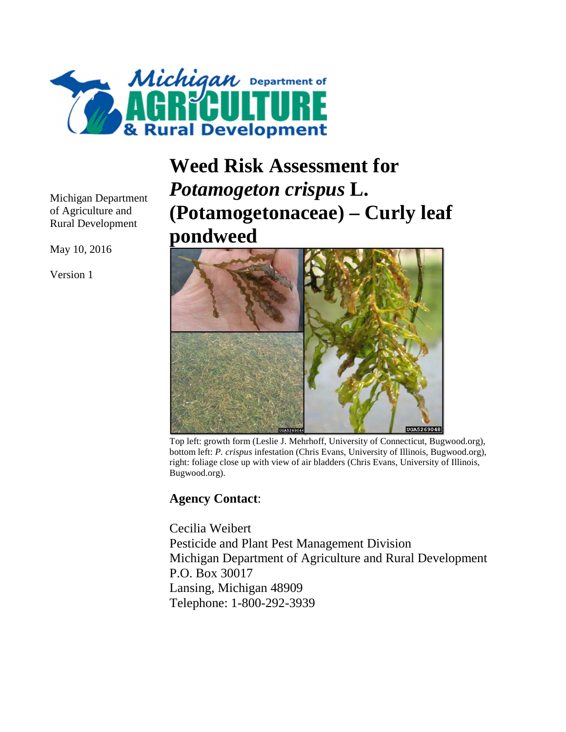Michigan Department of Agriculture and Rural Development

May 10, 2016

Version 1

# Weed Risk Assessment for *Potamogeton crispus* L. (Potamogetonaceae) – Curly leaf pondweed

Top left: growth form (Leslie J. Mehrhoff, University of Connecticut, Bugwood.org), bottom left: *P. crispus* infestation (Chris Evans, University of Illinois, Bugwood.org), right: foliage close up with view of air bladders (Chris Evans, University of Illinois, Bugwood.org).

**Agency Contact**:

Cecilia Weibert
Pesticide and Plant Pest Management Division
Michigan Department of Agriculture and Rural Development
P.O. Box 30017
Lansing, Michigan 48909
Telephone: 1-800-292-3939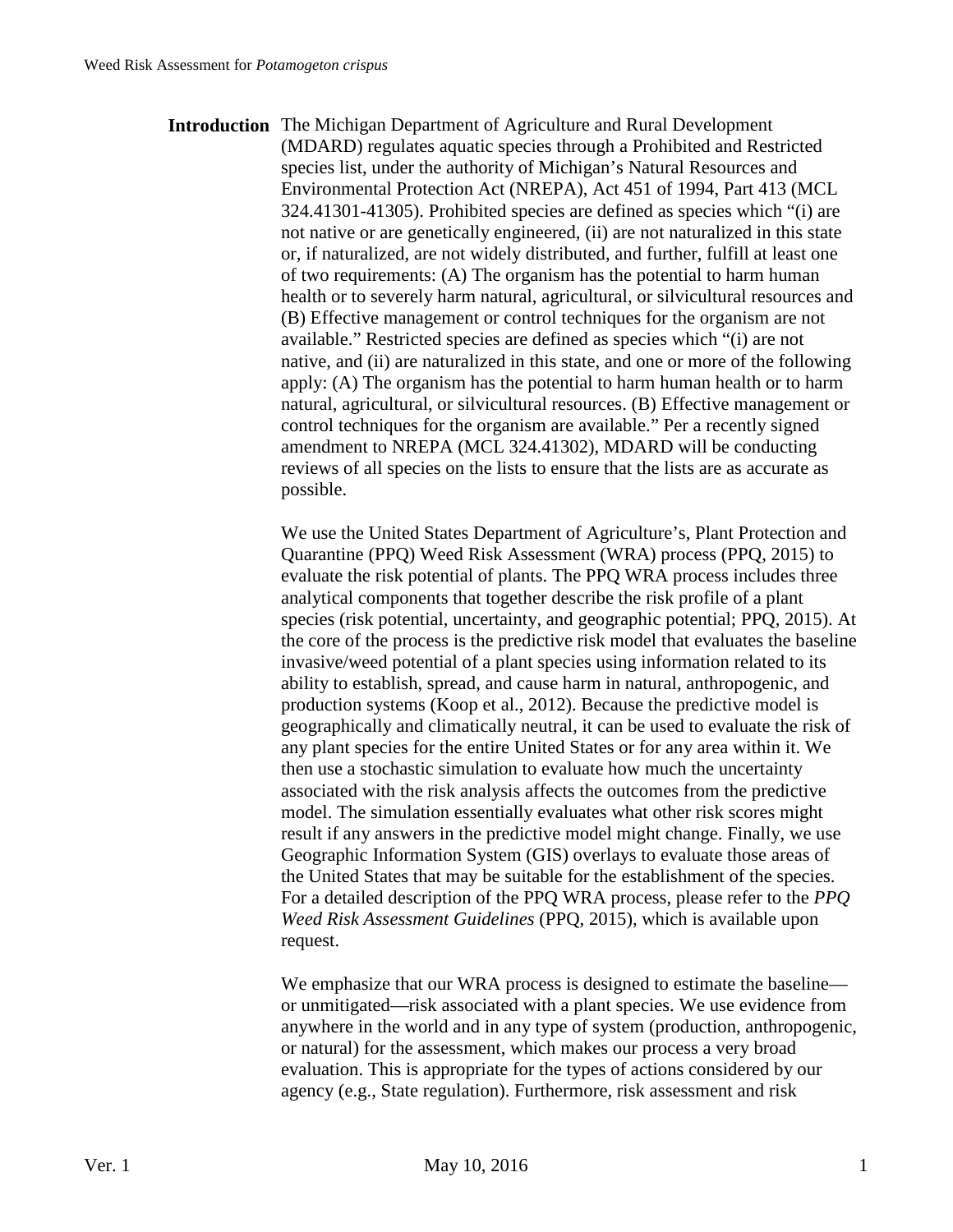## Introduction

The Michigan Department of Agriculture and Rural Development (MDARD) regulates aquatic species through a Prohibited and Restricted species list, under the authority of Michigan's Natural Resources and Environmental Protection Act (NREPA), Act 451 of 1994, Part 413 (MCL 324.41301-41305). Prohibited species are defined as species which "(i) are not native or are genetically engineered, (ii) are not naturalized in this state or, if naturalized, are not widely distributed, and further, fulfill at least one of two requirements: (A) The organism has the potential to harm human health or to severely harm natural, agricultural, or silvicultural resources and (B) Effective management or control techniques for the organism are not available." Restricted species are defined as species which "(i) are not native, and (ii) are naturalized in this state, and one or more of the following apply: (A) The organism has the potential to harm human health or to harm natural, agricultural, or silvicultural resources. (B) Effective management or control techniques for the organism are available." Per a recently signed amendment to NREPA (MCL 324.41302), MDARD will be conducting reviews of all species on the lists to ensure that the lists are as accurate as possible.

We use the United States Department of Agriculture's, Plant Protection and Quarantine (PPQ) Weed Risk Assessment (WRA) process (PPQ, 2015) to evaluate the risk potential of plants. The PPQ WRA process includes three analytical components that together describe the risk profile of a plant species (risk potential, uncertainty, and geographic potential; PPQ, 2015). At the core of the process is the predictive risk model that evaluates the baseline invasive/weed potential of a plant species using information related to its ability to establish, spread, and cause harm in natural, anthropogenic, and production systems (Koop et al., 2012). Because the predictive model is geographically and climatically neutral, it can be used to evaluate the risk of any plant species for the entire United States or for any area within it. We then use a stochastic simulation to evaluate how much the uncertainty associated with the risk analysis affects the outcomes from the predictive model. The simulation essentially evaluates what other risk scores might result if any answers in the predictive model might change. Finally, we use Geographic Information System (GIS) overlays to evaluate those areas of the United States that may be suitable for the establishment of the species. For a detailed description of the PPQ WRA process, please refer to the *PPQ Weed Risk Assessment Guidelines* (PPQ, 2015), which is available upon request.

We emphasize that our WRA process is designed to estimate the baseline—or unmitigated—risk associated with a plant species. We use evidence from anywhere in the world and in any type of system (production, anthropogenic, or natural) for the assessment, which makes our process a very broad evaluation. This is appropriate for the types of actions considered by our agency (e.g., State regulation). Furthermore, risk assessment and risk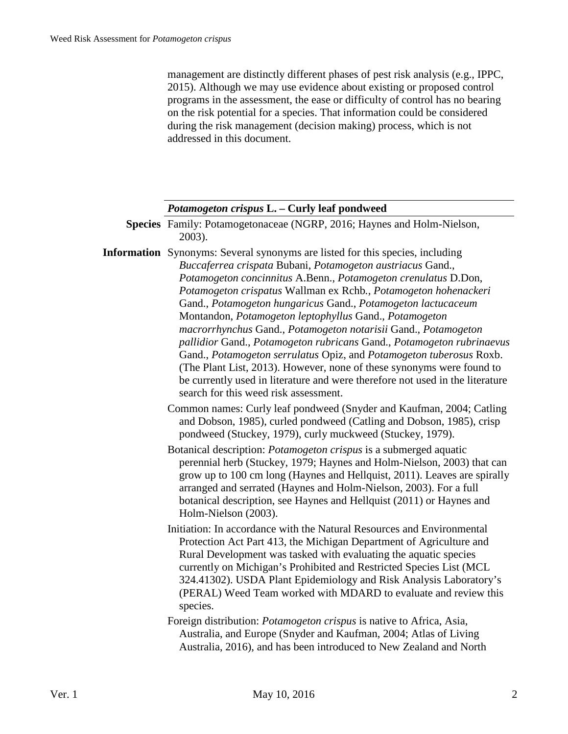management are distinctly different phases of pest risk analysis (e.g., IPPC, 2015). Although we may use evidence about existing or proposed control programs in the assessment, the ease or difficulty of control has no bearing on the risk potential for a species. That information could be considered during the risk management (decision making) process, which is not addressed in this document.

## *Potamogeton crispus* L. – Curly leaf pondweed

**Species Information**

Family: Potamogetonaceae (NGRP, 2016; Haynes and Holm-Nielson, 2003).

Synonyms: Several synonyms are listed for this species, including *Buccaferrea crispata* Bubani, *Potamogeton austriacus* Gand., *Potamogeton concinnitus* A.Benn., *Potamogeton crenulatus* D.Don, *Potamogeton crispatus* Wallman ex Rchb., *Potamogeton hohenackeri* Gand., *Potamogeton hungaricus* Gand., *Potamogeton lactucaceum* Montandon, *Potamogeton leptophyllus* Gand., *Potamogeton macrorrhynchus* Gand., *Potamogeton notarisii* Gand., *Potamogeton pallidior* Gand., *Potamogeton rubricans* Gand., *Potamogeton rubrinaevus* Gand., *Potamogeton serrulatus* Opiz, and *Potamogeton tuberosus* Roxb. (The Plant List, 2013). However, none of these synonyms were found to be currently used in literature and were therefore not used in the literature search for this weed risk assessment.

Common names: Curly leaf pondweed (Snyder and Kaufman, 2004; Catling and Dobson, 1985), curled pondweed (Catling and Dobson, 1985), crisp pondweed (Stuckey, 1979), curly muckweed (Stuckey, 1979).

Botanical description: *Potamogeton crispus* is a submerged aquatic perennial herb (Stuckey, 1979; Haynes and Holm-Nielson, 2003) that can grow up to 100 cm long (Haynes and Hellquist, 2011). Leaves are spirally arranged and serrated (Haynes and Holm-Nielson, 2003). For a full botanical description, see Haynes and Hellquist (2011) or Haynes and Holm-Nielson (2003).

Initiation: In accordance with the Natural Resources and Environmental Protection Act Part 413, the Michigan Department of Agriculture and Rural Development was tasked with evaluating the aquatic species currently on Michigan's Prohibited and Restricted Species List (MCL 324.41302). USDA Plant Epidemiology and Risk Analysis Laboratory's (PERAL) Weed Team worked with MDARD to evaluate and review this species.

Foreign distribution: *Potamogeton crispus* is native to Africa, Asia, Australia, and Europe (Snyder and Kaufman, 2004; Atlas of Living Australia, 2016), and has been introduced to New Zealand and North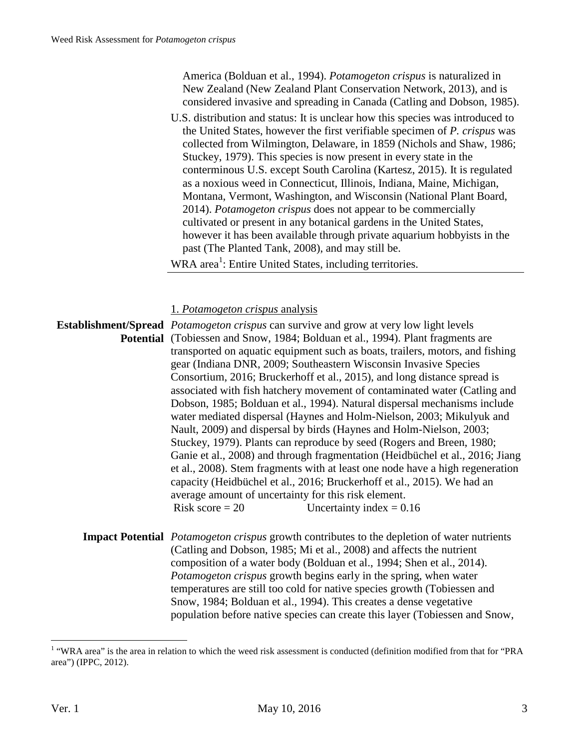America (Bolduan et al., 1994). *Potamogeton crispus* is naturalized in New Zealand (New Zealand Plant Conservation Network, 2013), and is considered invasive and spreading in Canada (Catling and Dobson, 1985).

U.S. distribution and status: It is unclear how this species was introduced to the United States, however the first verifiable specimen of *P. crispus* was collected from Wilmington, Delaware, in 1859 (Nichols and Shaw, 1986; Stuckey, 1979). This species is now present in every state in the conterminous U.S. except South Carolina (Kartesz, 2015). It is regulated as a noxious weed in Connecticut, Illinois, Indiana, Maine, Michigan, Montana, Vermont, Washington, and Wisconsin (National Plant Board, 2014). *Potamogeton crispus* does not appear to be commercially cultivated or present in any botanical gardens in the United States, however it has been available through private aquarium hobbyists in the past (The Planted Tank, 2008), and may still be.

WRA area[1]: Entire United States, including territories.

## 1. *Potamogeton crispus* analysis

**Establishment/Spread Potential** *Potamogeton crispus* can survive and grow at very low light levels (Tobiessen and Snow, 1984; Bolduan et al., 1994). Plant fragments are transported on aquatic equipment such as boats, trailers, motors, and fishing gear (Indiana DNR, 2009; Southeastern Wisconsin Invasive Species Consortium, 2016; Bruckerhoff et al., 2015), and long distance spread is associated with fish hatchery movement of contaminated water (Catling and Dobson, 1985; Bolduan et al., 1994). Natural dispersal mechanisms include water mediated dispersal (Haynes and Holm-Nielson, 2003; Mikulyuk and Nault, 2009) and dispersal by birds (Haynes and Holm-Nielson, 2003; Stuckey, 1979). Plants can reproduce by seed (Rogers and Breen, 1980; Ganie et al., 2008) and through fragmentation (Heidbüchel et al., 2016; Jiang et al., 2008). Stem fragments with at least one node have a high regeneration capacity (Heidbüchel et al., 2016; Bruckerhoff et al., 2015). We had an average amount of uncertainty for this risk element.

Risk score = 20 Uncertainty index = 0.16

**Impact Potential** *Potamogeton crispus* growth contributes to the depletion of water nutrients (Catling and Dobson, 1985; Mi et al., 2008) and affects the nutrient composition of a water body (Bolduan et al., 1994; Shen et al., 2014). *Potamogeton crispus* growth begins early in the spring, when water temperatures are still too cold for native species growth (Tobiessen and Snow, 1984; Bolduan et al., 1994). This creates a dense vegetative population before native species can create this layer (Tobiessen and Snow,

[1] "WRA area" is the area in relation to which the weed risk assessment is conducted (definition modified from that for "PRA area") (IPPC, 2012).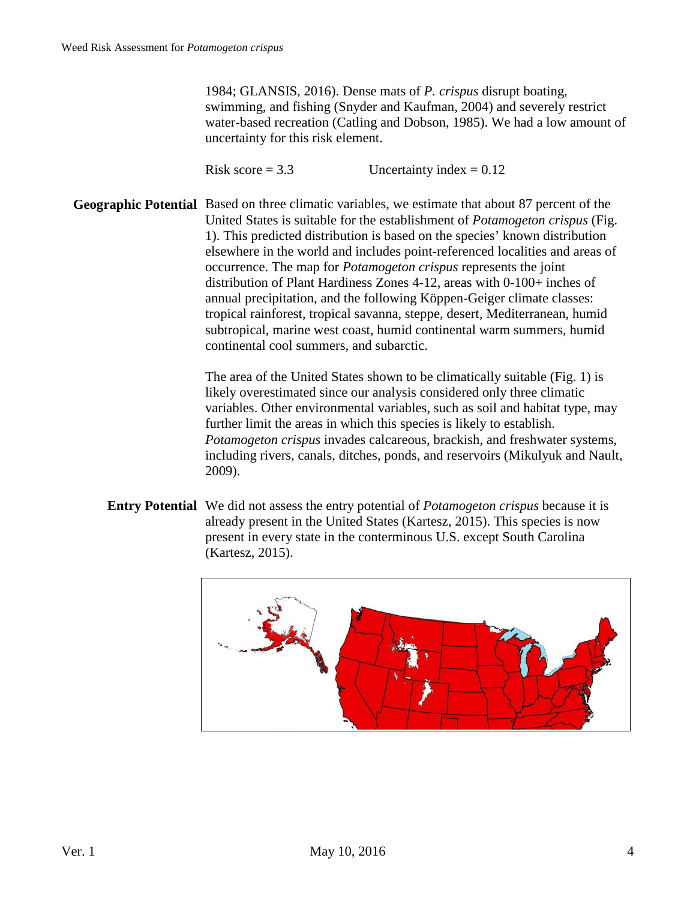1984; GLANSIS, 2016). Dense mats of *P. crispus* disrupt boating, swimming, and fishing (Snyder and Kaufman, 2004) and severely restrict water-based recreation (Catling and Dobson, 1985). We had a low amount of uncertainty for this risk element.

Risk score = 3.3 Uncertainty index = 0.12

**Geographic Potential** Based on three climatic variables, we estimate that about 87 percent of the United States is suitable for the establishment of *Potamogeton crispus* (Fig. 1). This predicted distribution is based on the species' known distribution elsewhere in the world and includes point-referenced localities and areas of occurrence. The map for *Potamogeton crispus* represents the joint distribution of Plant Hardiness Zones 4-12, areas with 0-100+ inches of annual precipitation, and the following Köppen-Geiger climate classes: tropical rainforest, tropical savanna, steppe, desert, Mediterranean, humid subtropical, marine west coast, humid continental warm summers, humid continental cool summers, and subarctic.

The area of the United States shown to be climatically suitable (Fig. 1) is likely overestimated since our analysis considered only three climatic variables. Other environmental variables, such as soil and habitat type, may further limit the areas in which this species is likely to establish. *Potamogeton crispus* invades calcareous, brackish, and freshwater systems, including rivers, canals, ditches, ponds, and reservoirs (Mikulyuk and Nault, 2009).

**Entry Potential** We did not assess the entry potential of *Potamogeton crispus* because it is already present in the United States (Kartesz, 2015). This species is now present in every state in the conterminous U.S. except South Carolina (Kartesz, 2015).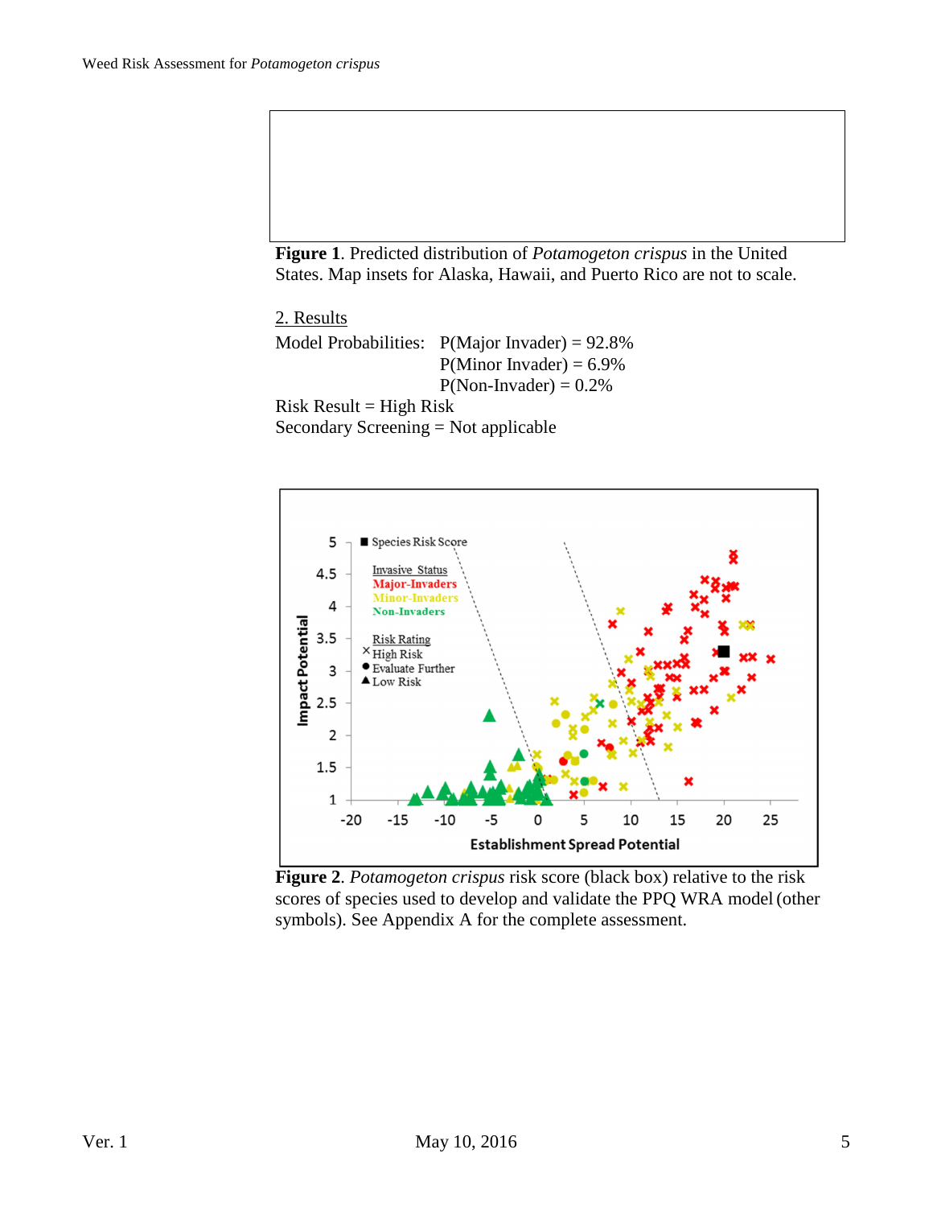**Figure 1**. Predicted distribution of *Potamogeton crispus* in the United States. Map insets for Alaska, Hawaii, and Puerto Rico are not to scale.

2. Results

Model Probabilities: P(Major Invader) = 92.8%
P(Minor Invader) = 6.9%
P(Non-Invader) = 0.2%

Risk Result = High Risk

Secondary Screening = Not applicable

**Figure 2**. *Potamogeton crispus* risk score (black box) relative to the risk scores of species used to develop and validate the PPQ WRA model (other symbols). See Appendix A for the complete assessment.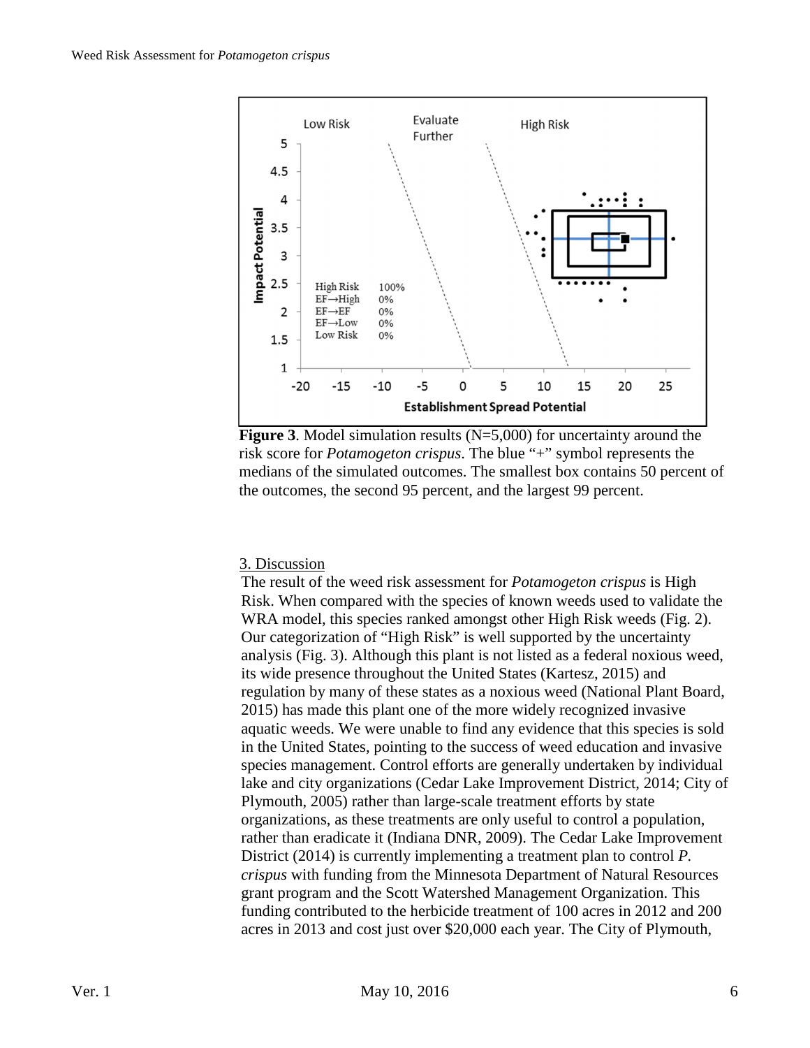**Figure 3**. Model simulation results (N=5,000) for uncertainty around the risk score for *Potamogeton crispus*. The blue "+" symbol represents the medians of the simulated outcomes. The smallest box contains 50 percent of the outcomes, the second 95 percent, and the largest 99 percent.

## 3. Discussion

The result of the weed risk assessment for *Potamogeton crispus* is High Risk. When compared with the species of known weeds used to validate the WRA model, this species ranked amongst other High Risk weeds (Fig. 2). Our categorization of "High Risk" is well supported by the uncertainty analysis (Fig. 3). Although this plant is not listed as a federal noxious weed, its wide presence throughout the United States (Kartesz, 2015) and regulation by many of these states as a noxious weed (National Plant Board, 2015) has made this plant one of the more widely recognized invasive aquatic weeds. We were unable to find any evidence that this species is sold in the United States, pointing to the success of weed education and invasive species management. Control efforts are generally undertaken by individual lake and city organizations (Cedar Lake Improvement District, 2014; City of Plymouth, 2005) rather than large-scale treatment efforts by state organizations, as these treatments are only useful to control a population, rather than eradicate it (Indiana DNR, 2009). The Cedar Lake Improvement District (2014) is currently implementing a treatment plan to control *P. crispus* with funding from the Minnesota Department of Natural Resources grant program and the Scott Watershed Management Organization. This funding contributed to the herbicide treatment of 100 acres in 2012 and 200 acres in 2013 and cost just over $20,000 each year. The City of Plymouth,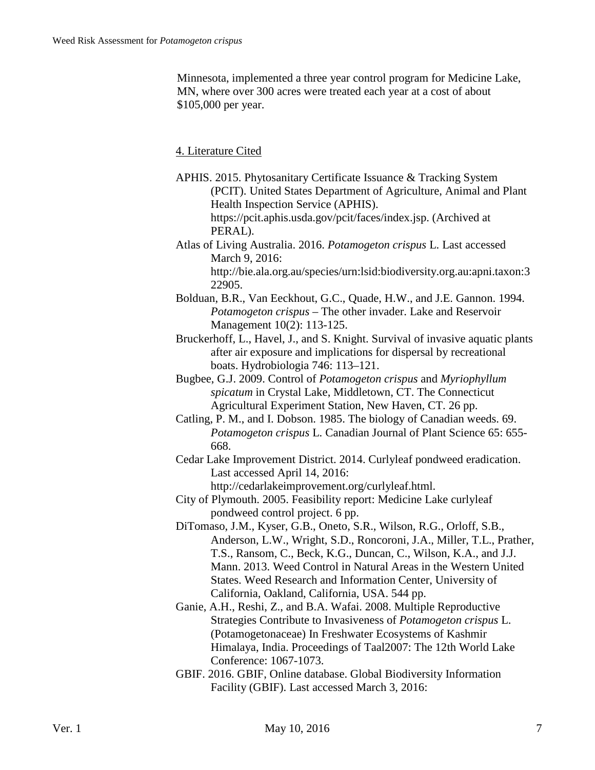Minnesota, implemented a three year control program for Medicine Lake, MN, where over 300 acres were treated each year at a cost of about $105,000 per year.

## 4. Literature Cited

APHIS. 2015. Phytosanitary Certificate Issuance & Tracking System (PCIT). United States Department of Agriculture, Animal and Plant Health Inspection Service (APHIS). https://pcit.aphis.usda.gov/pcit/faces/index.jsp. (Archived at PERAL).

Atlas of Living Australia. 2016. *Potamogeton crispus* L. Last accessed March 9, 2016: http://bie.ala.org.au/species/urn:lsid:biodiversity.org.au:apni.taxon:322905.

Bolduan, B.R., Van Eeckhout, G.C., Quade, H.W., and J.E. Gannon. 1994. *Potamogeton crispus* – The other invader. Lake and Reservoir Management 10(2): 113-125.

Bruckerhoff, L., Havel, J., and S. Knight. Survival of invasive aquatic plants after air exposure and implications for dispersal by recreational boats. Hydrobiologia 746: 113–121.

Bugbee, G.J. 2009. Control of *Potamogeton crispus* and *Myriophyllum spicatum* in Crystal Lake, Middletown, CT. The Connecticut Agricultural Experiment Station, New Haven, CT. 26 pp.

Catling, P. M., and I. Dobson. 1985. The biology of Canadian weeds. 69. *Potamogeton crispus* L. Canadian Journal of Plant Science 65: 655-668.

Cedar Lake Improvement District. 2014. Curlyleaf pondweed eradication. Last accessed April 14, 2016: http://cedarlakeimprovement.org/curlyleaf.html.

City of Plymouth. 2005. Feasibility report: Medicine Lake curlyleaf pondweed control project. 6 pp.

DiTomaso, J.M., Kyser, G.B., Oneto, S.R., Wilson, R.G., Orloff, S.B., Anderson, L.W., Wright, S.D., Roncoroni, J.A., Miller, T.L., Prather, T.S., Ransom, C., Beck, K.G., Duncan, C., Wilson, K.A., and J.J. Mann. 2013. Weed Control in Natural Areas in the Western United States. Weed Research and Information Center, University of California, Oakland, California, USA. 544 pp.

Ganie, A.H., Reshi, Z., and B.A. Wafai. 2008. Multiple Reproductive Strategies Contribute to Invasiveness of *Potamogeton crispus* L. (Potamogetonaceae) In Freshwater Ecosystems of Kashmir Himalaya, India. Proceedings of Taal2007: The 12th World Lake Conference: 1067-1073.

GBIF. 2016. GBIF, Online database. Global Biodiversity Information Facility (GBIF). Last accessed March 3, 2016: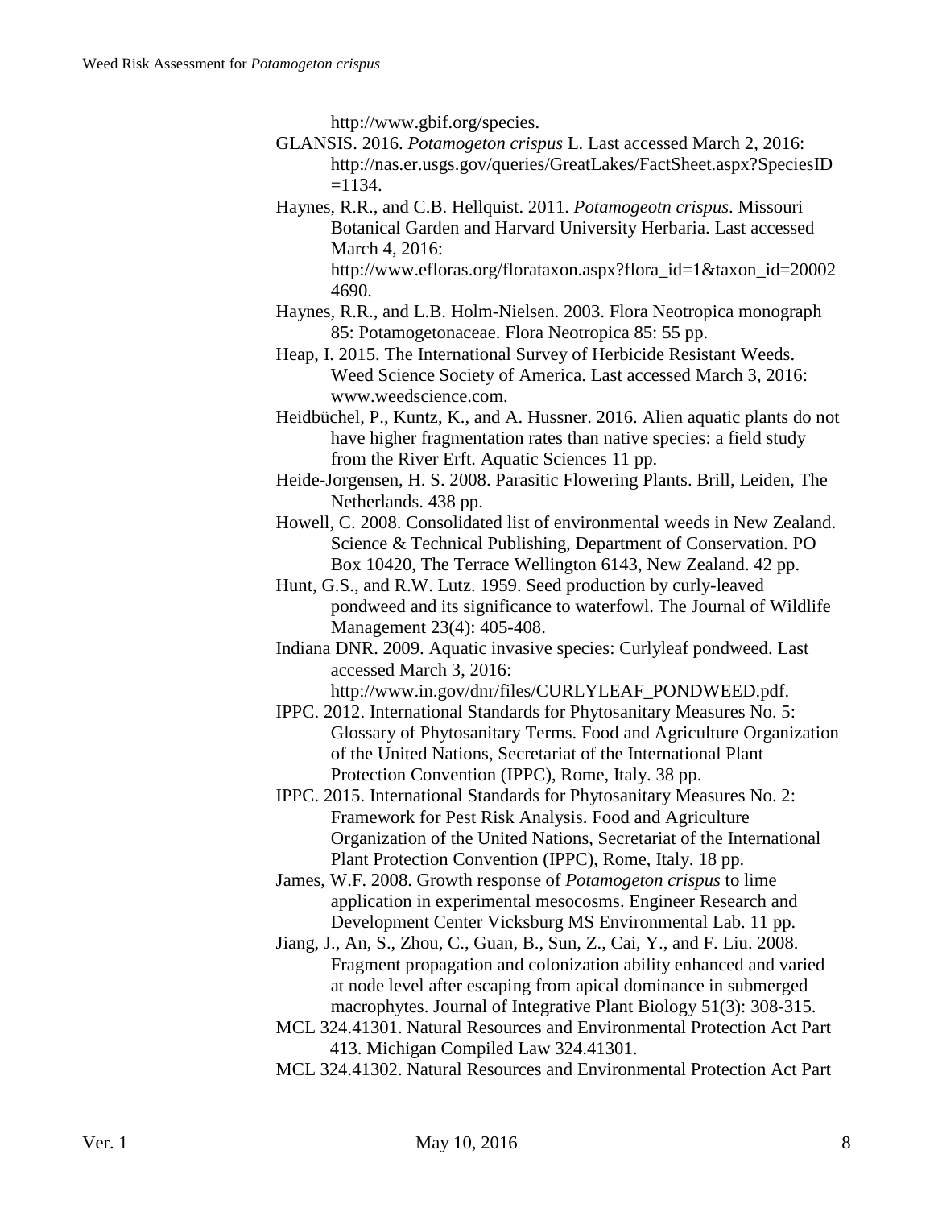http://www.gbif.org/species.

GLANSIS. 2016. *Potamogeton crispus* L. Last accessed March 2, 2016: http://nas.er.usgs.gov/queries/GreatLakes/FactSheet.aspx?SpeciesID=1134.

Haynes, R.R., and C.B. Hellquist. 2011. *Potamogeotn crispus*. Missouri Botanical Garden and Harvard University Herbaria. Last accessed March 4, 2016: http://www.efloras.org/florataxon.aspx?flora_id=1&taxon_id=200024690.

Haynes, R.R., and L.B. Holm-Nielsen. 2003. Flora Neotropica monograph 85: Potamogetonaceae. Flora Neotropica 85: 55 pp.

Heap, I. 2015. The International Survey of Herbicide Resistant Weeds. Weed Science Society of America. Last accessed March 3, 2016: www.weedscience.com.

Heidbüchel, P., Kuntz, K., and A. Hussner. 2016. Alien aquatic plants do not have higher fragmentation rates than native species: a field study from the River Erft. Aquatic Sciences 11 pp.

Heide-Jorgensen, H. S. 2008. Parasitic Flowering Plants. Brill, Leiden, The Netherlands. 438 pp.

Howell, C. 2008. Consolidated list of environmental weeds in New Zealand. Science & Technical Publishing, Department of Conservation. PO Box 10420, The Terrace Wellington 6143, New Zealand. 42 pp.

Hunt, G.S., and R.W. Lutz. 1959. Seed production by curly-leaved pondweed and its significance to waterfowl. The Journal of Wildlife Management 23(4): 405-408.

Indiana DNR. 2009. Aquatic invasive species: Curlyleaf pondweed. Last accessed March 3, 2016: http://www.in.gov/dnr/files/CURLYLEAF_PONDWEED.pdf.

IPPC. 2012. International Standards for Phytosanitary Measures No. 5: Glossary of Phytosanitary Terms. Food and Agriculture Organization of the United Nations, Secretariat of the International Plant Protection Convention (IPPC), Rome, Italy. 38 pp.

IPPC. 2015. International Standards for Phytosanitary Measures No. 2: Framework for Pest Risk Analysis. Food and Agriculture Organization of the United Nations, Secretariat of the International Plant Protection Convention (IPPC), Rome, Italy. 18 pp.

James, W.F. 2008. Growth response of *Potamogeton crispus* to lime application in experimental mesocosms. Engineer Research and Development Center Vicksburg MS Environmental Lab. 11 pp.

Jiang, J., An, S., Zhou, C., Guan, B., Sun, Z., Cai, Y., and F. Liu. 2008. Fragment propagation and colonization ability enhanced and varied at node level after escaping from apical dominance in submerged macrophytes. Journal of Integrative Plant Biology 51(3): 308-315.

MCL 324.41301. Natural Resources and Environmental Protection Act Part 413. Michigan Compiled Law 324.41301.

MCL 324.41302. Natural Resources and Environmental Protection Act Part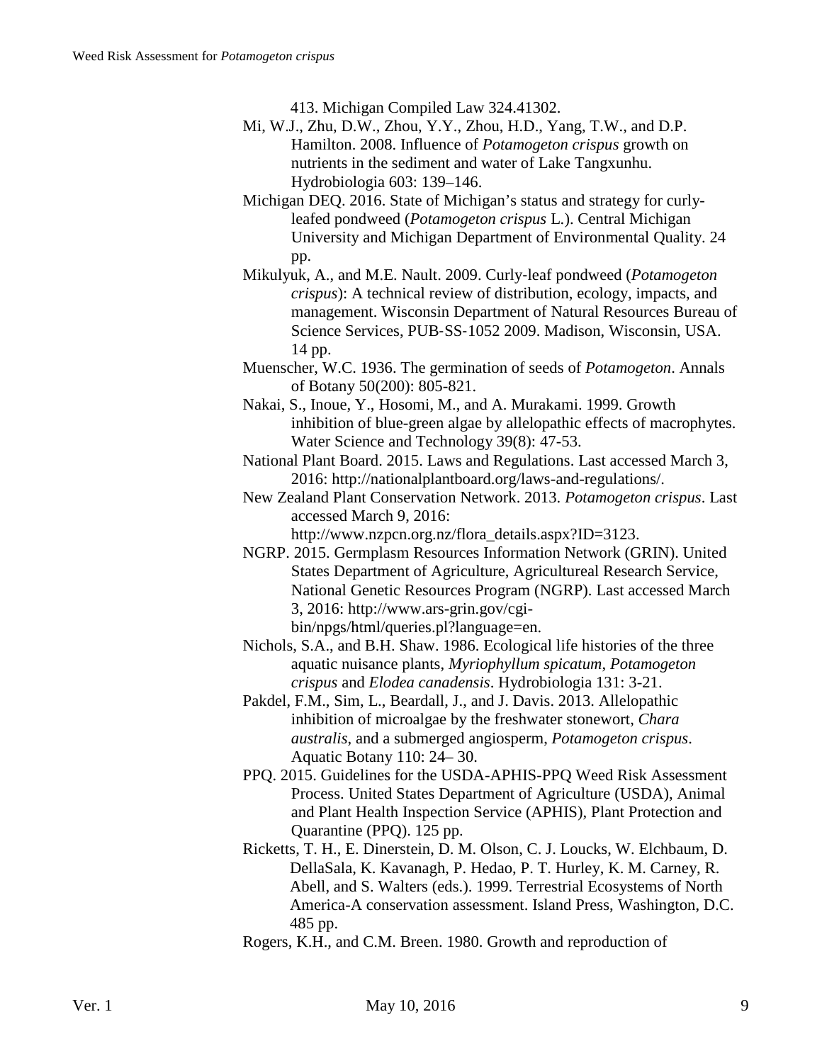413. Michigan Compiled Law 324.41302.

Mi, W.J., Zhu, D.W., Zhou, Y.Y., Zhou, H.D., Yang, T.W., and D.P. Hamilton. 2008. Influence of *Potamogeton crispus* growth on nutrients in the sediment and water of Lake Tangxunhu. Hydrobiologia 603: 139–146.

Michigan DEQ. 2016. State of Michigan's status and strategy for curly-leafed pondweed (*Potamogeton crispus* L.). Central Michigan University and Michigan Department of Environmental Quality. 24 pp.

Mikulyuk, A., and M.E. Nault. 2009. Curly-leaf pondweed (*Potamogeton crispus*): A technical review of distribution, ecology, impacts, and management. Wisconsin Department of Natural Resources Bureau of Science Services, PUB-SS-1052 2009. Madison, Wisconsin, USA. 14 pp.

Muenscher, W.C. 1936. The germination of seeds of *Potamogeton*. Annals of Botany 50(200): 805-821.

Nakai, S., Inoue, Y., Hosomi, M., and A. Murakami. 1999. Growth inhibition of blue-green algae by allelopathic effects of macrophytes. Water Science and Technology 39(8): 47-53.

National Plant Board. 2015. Laws and Regulations. Last accessed March 3, 2016: http://nationalplantboard.org/laws-and-regulations/.

New Zealand Plant Conservation Network. 2013. *Potamogeton crispus*. Last accessed March 9, 2016: http://www.nzpcn.org.nz/flora_details.aspx?ID=3123.

NGRP. 2015. Germplasm Resources Information Network (GRIN). United States Department of Agriculture, Agricultureal Research Service, National Genetic Resources Program (NGRP). Last accessed March 3, 2016: http://www.ars-grin.gov/cgi-bin/npgs/html/queries.pl?language=en.

Nichols, S.A., and B.H. Shaw. 1986. Ecological life histories of the three aquatic nuisance plants, *Myriophyllum spicatum*, *Potamogeton crispus* and *Elodea canadensis*. Hydrobiologia 131: 3-21.

Pakdel, F.M., Sim, L., Beardall, J., and J. Davis. 2013. Allelopathic inhibition of microalgae by the freshwater stonewort, *Chara australis*, and a submerged angiosperm, *Potamogeton crispus*. Aquatic Botany 110: 24– 30.

PPQ. 2015. Guidelines for the USDA-APHIS-PPQ Weed Risk Assessment Process. United States Department of Agriculture (USDA), Animal and Plant Health Inspection Service (APHIS), Plant Protection and Quarantine (PPQ). 125 pp.

Ricketts, T. H., E. Dinerstein, D. M. Olson, C. J. Loucks, W. Elchbaum, D. DellaSala, K. Kavanagh, P. Hedao, P. T. Hurley, K. M. Carney, R. Abell, and S. Walters (eds.). 1999. Terrestrial Ecosystems of North America-A conservation assessment. Island Press, Washington, D.C. 485 pp.

Rogers, K.H., and C.M. Breen. 1980. Growth and reproduction of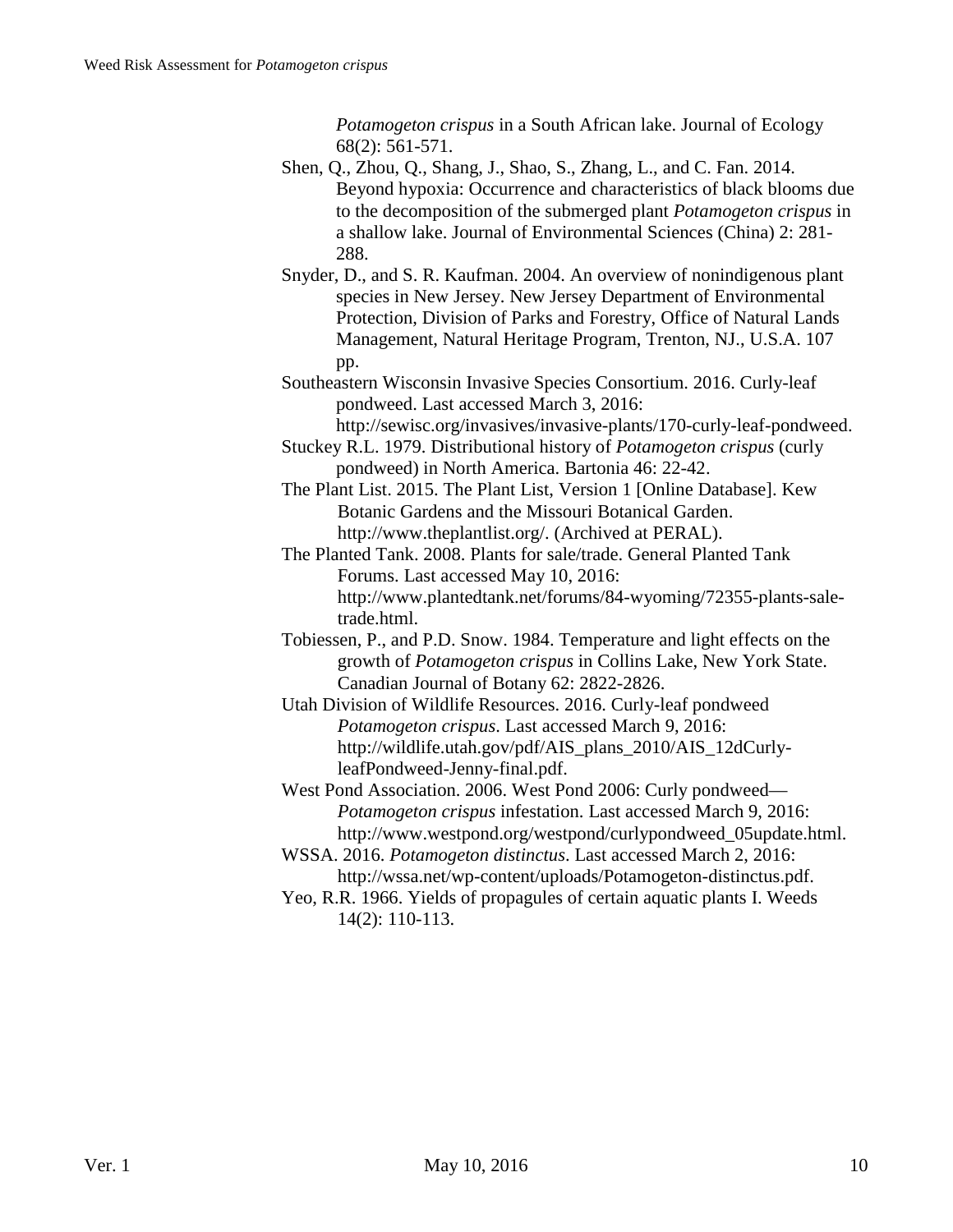*Potamogeton crispus* in a South African lake. Journal of Ecology 68(2): 561-571.

Shen, Q., Zhou, Q., Shang, J., Shao, S., Zhang, L., and C. Fan. 2014. Beyond hypoxia: Occurrence and characteristics of black blooms due to the decomposition of the submerged plant *Potamogeton crispus* in a shallow lake. Journal of Environmental Sciences (China) 2: 281-288.

Snyder, D., and S. R. Kaufman. 2004. An overview of nonindigenous plant species in New Jersey. New Jersey Department of Environmental Protection, Division of Parks and Forestry, Office of Natural Lands Management, Natural Heritage Program, Trenton, NJ., U.S.A. 107 pp.

Southeastern Wisconsin Invasive Species Consortium. 2016. Curly-leaf pondweed. Last accessed March 3, 2016: http://sewisc.org/invasives/invasive-plants/170-curly-leaf-pondweed.

Stuckey R.L. 1979. Distributional history of *Potamogeton crispus* (curly pondweed) in North America. Bartonia 46: 22-42.

The Plant List. 2015. The Plant List, Version 1 [Online Database]. Kew Botanic Gardens and the Missouri Botanical Garden. http://www.theplantlist.org/. (Archived at PERAL).

The Planted Tank. 2008. Plants for sale/trade. General Planted Tank Forums. Last accessed May 10, 2016: http://www.plantedtank.net/forums/84-wyoming/72355-plants-sale-trade.html.

Tobiessen, P., and P.D. Snow. 1984. Temperature and light effects on the growth of *Potamogeton crispus* in Collins Lake, New York State. Canadian Journal of Botany 62: 2822-2826.

Utah Division of Wildlife Resources. 2016. Curly-leaf pondweed *Potamogeton crispus*. Last accessed March 9, 2016: http://wildlife.utah.gov/pdf/AIS_plans_2010/AIS_12dCurly-leafPondweed-Jenny-final.pdf.

West Pond Association. 2006. West Pond 2006: Curly pondweed—*Potamogeton crispus* infestation. Last accessed March 9, 2016: http://www.westpond.org/westpond/curlypondweed_05update.html.

WSSA. 2016. *Potamogeton distinctus*. Last accessed March 2, 2016: http://wssa.net/wp-content/uploads/Potamogeton-distinctus.pdf.

Yeo, R.R. 1966. Yields of propagules of certain aquatic plants I. Weeds 14(2): 110-113.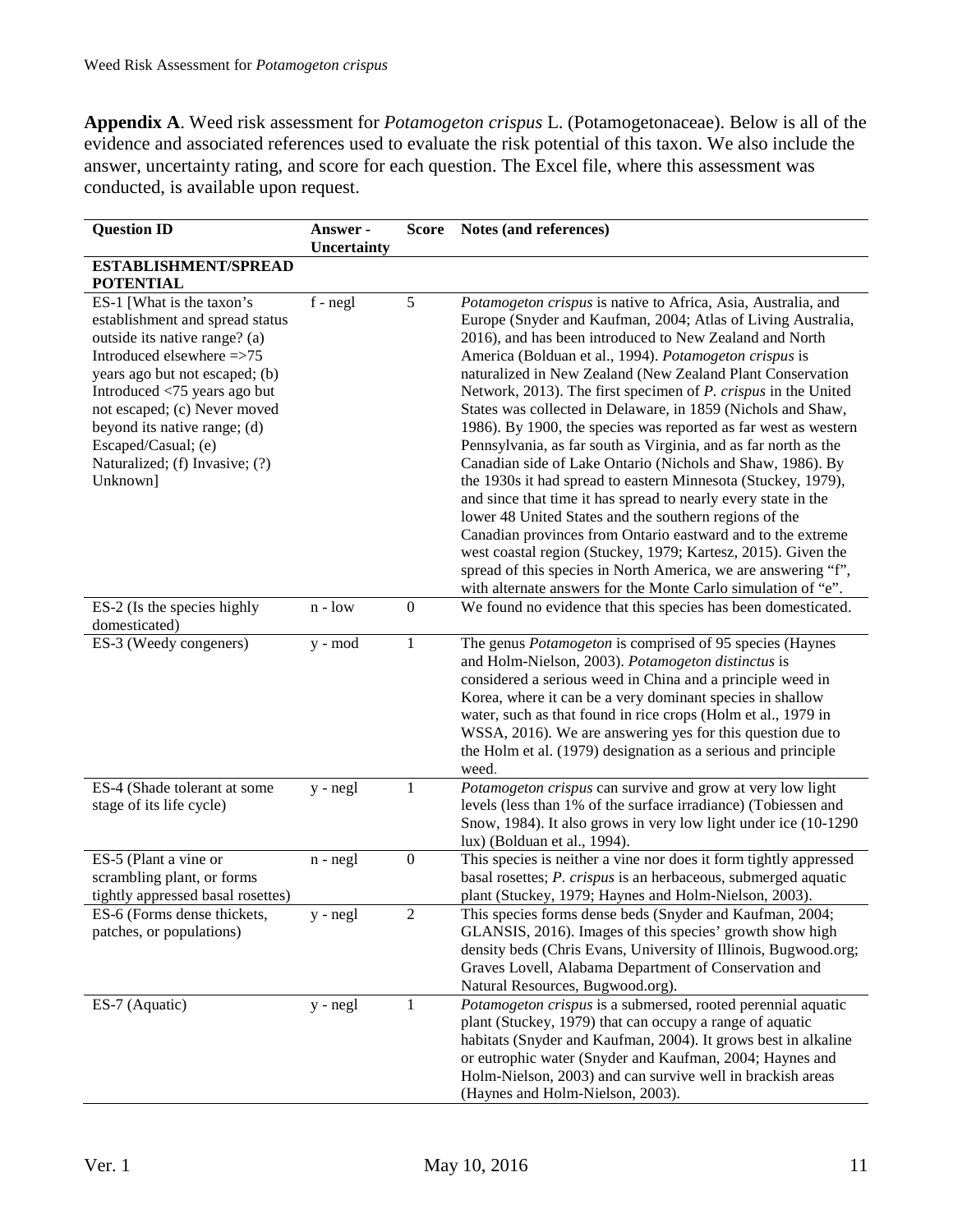**Appendix A**. Weed risk assessment for *Potamogeton crispus* L. (Potamogetonaceae). Below is all of the evidence and associated references used to evaluate the risk potential of this taxon. We also include the answer, uncertainty rating, and score for each question. The Excel file, where this assessment was conducted, is available upon request.

| Question ID | Answer - Uncertainty | Score | Notes (and references) |
|---|---|---|---|
| **ESTABLISHMENT/SPREAD POTENTIAL** | | | |
| ES-1 [What is the taxon's establishment and spread status outside its native range? (a) Introduced elsewhere =>75 years ago but not escaped; (b) Introduced <75 years ago but not escaped; (c) Never moved beyond its native range; (d) Escaped/Casual; (e) Naturalized; (f) Invasive; (?) Unknown] | f - negl | 5 | *Potamogeton crispus* is native to Africa, Asia, Australia, and Europe (Snyder and Kaufman, 2004; Atlas of Living Australia, 2016), and has been introduced to New Zealand and North America (Bolduan et al., 1994). *Potamogeton crispus* is naturalized in New Zealand (New Zealand Plant Conservation Network, 2013). The first specimen of *P. crispus* in the United States was collected in Delaware, in 1859 (Nichols and Shaw, 1986). By 1900, the species was reported as far west as western Pennsylvania, as far south as Virginia, and as far north as the Canadian side of Lake Ontario (Nichols and Shaw, 1986). By the 1930s it had spread to eastern Minnesota (Stuckey, 1979), and since that time it has spread to nearly every state in the lower 48 United States and the southern regions of the Canadian provinces from Ontario eastward and to the extreme west coastal region (Stuckey, 1979; Kartesz, 2015). Given the spread of this species in North America, we are answering "f", with alternate answers for the Monte Carlo simulation of "e". |
| ES-2 (Is the species highly domesticated) | n - low | 0 | We found no evidence that this species has been domesticated. |
| ES-3 (Weedy congeners) | y - mod | 1 | The genus *Potamogeton* is comprised of 95 species (Haynes and Holm-Nielson, 2003). *Potamogeton distinctus* is considered a serious weed in China and a principle weed in Korea, where it can be a very dominant species in shallow water, such as that found in rice crops (Holm et al., 1979 in WSSA, 2016). We are answering yes for this question due to the Holm et al. (1979) designation as a serious and principle weed. |
| ES-4 (Shade tolerant at some stage of its life cycle) | y - negl | 1 | *Potamogeton crispus* can survive and grow at very low light levels (less than 1% of the surface irradiance) (Tobiessen and Snow, 1984). It also grows in very low light under ice (10-1290 lux) (Bolduan et al., 1994). |
| ES-5 (Plant a vine or scrambling plant, or forms tightly appressed basal rosettes) | n - negl | 0 | This species is neither a vine nor does it form tightly appressed basal rosettes; *P. crispus* is an herbaceous, submerged aquatic plant (Stuckey, 1979; Haynes and Holm-Nielson, 2003). |
| ES-6 (Forms dense thickets, patches, or populations) | y - negl | 2 | This species forms dense beds (Snyder and Kaufman, 2004; GLANSIS, 2016). Images of this species' growth show high density beds (Chris Evans, University of Illinois, Bugwood.org; Graves Lovell, Alabama Department of Conservation and Natural Resources, Bugwood.org). |
| ES-7 (Aquatic) | y - negl | 1 | *Potamogeton crispus* is a submersed, rooted perennial aquatic plant (Stuckey, 1979) that can occupy a range of aquatic habitats (Snyder and Kaufman, 2004). It grows best in alkaline or eutrophic water (Snyder and Kaufman, 2004; Haynes and Holm-Nielson, 2003) and can survive well in brackish areas (Haynes and Holm-Nielson, 2003). |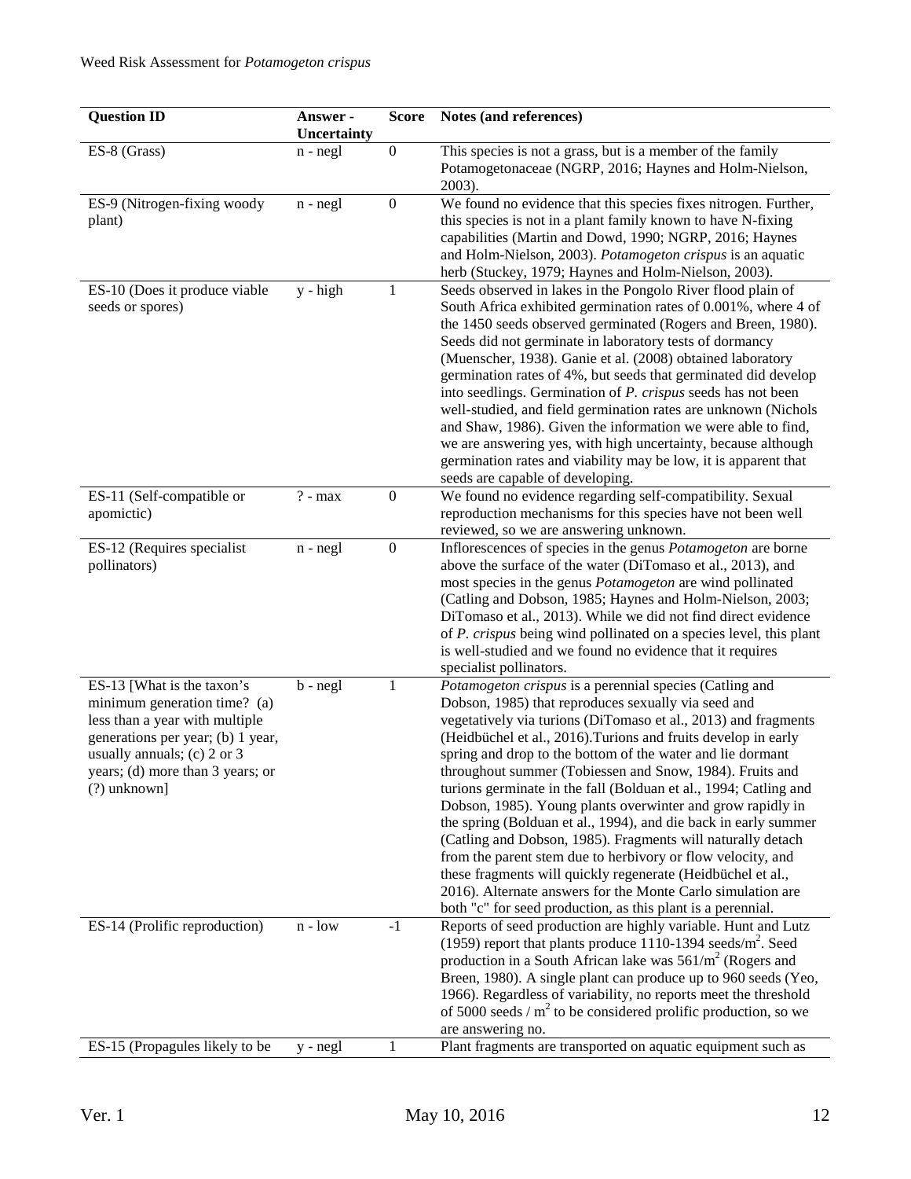| Question ID | Answer - Uncertainty | Score | Notes (and references) |
|---|---|---|---|
| ES-8 (Grass) | n - negl | 0 | This species is not a grass, but is a member of the family Potamogetonaceae (NGRP, 2016; Haynes and Holm-Nielson, 2003). |
| ES-9 (Nitrogen-fixing woody plant) | n - negl | 0 | We found no evidence that this species fixes nitrogen. Further, this species is not in a plant family known to have N-fixing capabilities (Martin and Dowd, 1990; NGRP, 2016; Haynes and Holm-Nielson, 2003). *Potamogeton crispus* is an aquatic herb (Stuckey, 1979; Haynes and Holm-Nielson, 2003). |
| ES-10 (Does it produce viable seeds or spores) | y - high | 1 | Seeds observed in lakes in the Pongolo River flood plain of South Africa exhibited germination rates of 0.001%, where 4 of the 1450 seeds observed germinated (Rogers and Breen, 1980). Seeds did not germinate in laboratory tests of dormancy (Muenscher, 1938). Ganie et al. (2008) obtained laboratory germination rates of 4%, but seeds that germinated did develop into seedlings. Germination of *P. crispus* seeds has not been well-studied, and field germination rates are unknown (Nichols and Shaw, 1986). Given the information we were able to find, we are answering yes, with high uncertainty, because although germination rates and viability may be low, it is apparent that seeds are capable of developing. |
| ES-11 (Self-compatible or apomictic) | ? - max | 0 | We found no evidence regarding self-compatibility. Sexual reproduction mechanisms for this species have not been well reviewed, so we are answering unknown. |
| ES-12 (Requires specialist pollinators) | n - negl | 0 | Inflorescences of species in the genus *Potamogeton* are borne above the surface of the water (DiTomaso et al., 2013), and most species in the genus *Potamogeton* are wind pollinated (Catling and Dobson, 1985; Haynes and Holm-Nielson, 2003; DiTomaso et al., 2013). While we did not find direct evidence of *P. crispus* being wind pollinated on a species level, this plant is well-studied and we found no evidence that it requires specialist pollinators. |
| ES-13 [What is the taxon's minimum generation time? (a) less than a year with multiple generations per year; (b) 1 year, usually annuals; (c) 2 or 3 years; (d) more than 3 years; or (?) unknown] | b - negl | 1 | *Potamogeton crispus* is a perennial species (Catling and Dobson, 1985) that reproduces sexually via seed and vegetatively via turions (DiTomaso et al., 2013) and fragments (Heidbüchel et al., 2016).Turions and fruits develop in early spring and drop to the bottom of the water and lie dormant throughout summer (Tobiessen and Snow, 1984). Fruits and turions germinate in the fall (Bolduan et al., 1994; Catling and Dobson, 1985). Young plants overwinter and grow rapidly in the spring (Bolduan et al., 1994), and die back in early summer (Catling and Dobson, 1985). Fragments will naturally detach from the parent stem due to herbivory or flow velocity, and these fragments will quickly regenerate (Heidbüchel et al., 2016). Alternate answers for the Monte Carlo simulation are both "c" for seed production, as this plant is a perennial. |
| ES-14 (Prolific reproduction) | n - low | -1 | Reports of seed production are highly variable. Hunt and Lutz (1959) report that plants produce 1110-1394 seeds/m$^2$. Seed production in a South African lake was 561/m$^2$ (Rogers and Breen, 1980). A single plant can produce up to 960 seeds (Yeo, 1966). Regardless of variability, no reports meet the threshold of 5000 seeds / m$^2$ to be considered prolific production, so we are answering no. |
| ES-15 (Propagules likely to be | y - negl | 1 | Plant fragments are transported on aquatic equipment such as |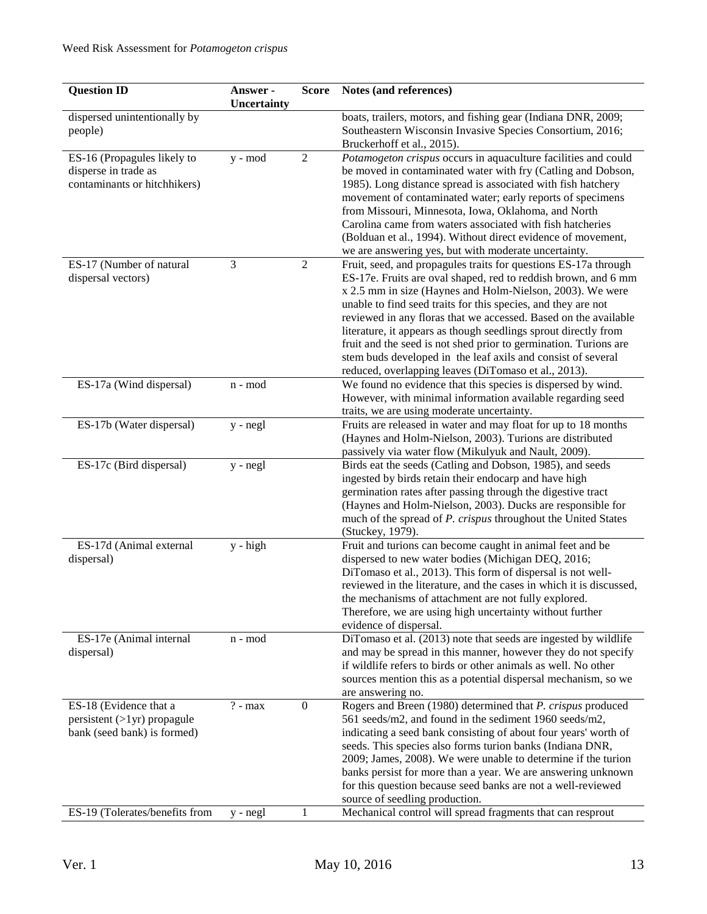| Question ID | Answer - Uncertainty | Score | Notes (and references) |
|---|---|---|---|
| dispersed unintentionally by people) | | | boats, trailers, motors, and fishing gear (Indiana DNR, 2009; Southeastern Wisconsin Invasive Species Consortium, 2016; Bruckerhoff et al., 2015). |
| ES-16 (Propagules likely to disperse in trade as contaminants or hitchhikers) | y - mod | 2 | *Potamogeton crispus* occurs in aquaculture facilities and could be moved in contaminated water with fry (Catling and Dobson, 1985). Long distance spread is associated with fish hatchery movement of contaminated water; early reports of specimens from Missouri, Minnesota, Iowa, Oklahoma, and North Carolina came from waters associated with fish hatcheries (Bolduan et al., 1994). Without direct evidence of movement, we are answering yes, but with moderate uncertainty. |
| ES-17 (Number of natural dispersal vectors) | 3 | 2 | Fruit, seed, and propagules traits for questions ES-17a through ES-17e. Fruits are oval shaped, red to reddish brown, and 6 mm x 2.5 mm in size (Haynes and Holm-Nielson, 2003). We were unable to find seed traits for this species, and they are not reviewed in any floras that we accessed. Based on the available literature, it appears as though seedlings sprout directly from fruit and the seed is not shed prior to germination. Turions are stem buds developed in the leaf axils and consist of several reduced, overlapping leaves (DiTomaso et al., 2013). |
| ES-17a (Wind dispersal) | n - mod | | We found no evidence that this species is dispersed by wind. However, with minimal information available regarding seed traits, we are using moderate uncertainty. |
| ES-17b (Water dispersal) | y - negl | | Fruits are released in water and may float for up to 18 months (Haynes and Holm-Nielson, 2003). Turions are distributed passively via water flow (Mikulyuk and Nault, 2009). |
| ES-17c (Bird dispersal) | y - negl | | Birds eat the seeds (Catling and Dobson, 1985), and seeds ingested by birds retain their endocarp and have high germination rates after passing through the digestive tract (Haynes and Holm-Nielson, 2003). Ducks are responsible for much of the spread of *P. crispus* throughout the United States (Stuckey, 1979). |
| ES-17d (Animal external dispersal) | y - high | | Fruit and turions can become caught in animal feet and be dispersed to new water bodies (Michigan DEQ, 2016; DiTomaso et al., 2013). This form of dispersal is not well-reviewed in the literature, and the cases in which it is discussed, the mechanisms of attachment are not fully explored. Therefore, we are using high uncertainty without further evidence of dispersal. |
| ES-17e (Animal internal dispersal) | n - mod | | DiTomaso et al. (2013) note that seeds are ingested by wildlife and may be spread in this manner, however they do not specify if wildlife refers to birds or other animals as well. No other sources mention this as a potential dispersal mechanism, so we are answering no. |
| ES-18 (Evidence that a persistent (>1yr) propagule bank (seed bank) is formed) | ? - max | 0 | Rogers and Breen (1980) determined that *P. crispus* produced 561 seeds/m2, and found in the sediment 1960 seeds/m2, indicating a seed bank consisting of about four years' worth of seeds. This species also forms turion banks (Indiana DNR, 2009; James, 2008). We were unable to determine if the turion banks persist for more than a year. We are answering unknown for this question because seed banks are not a well-reviewed source of seedling production. |
| ES-19 (Tolerates/benefits from | y - negl | 1 | Mechanical control will spread fragments that can resprout |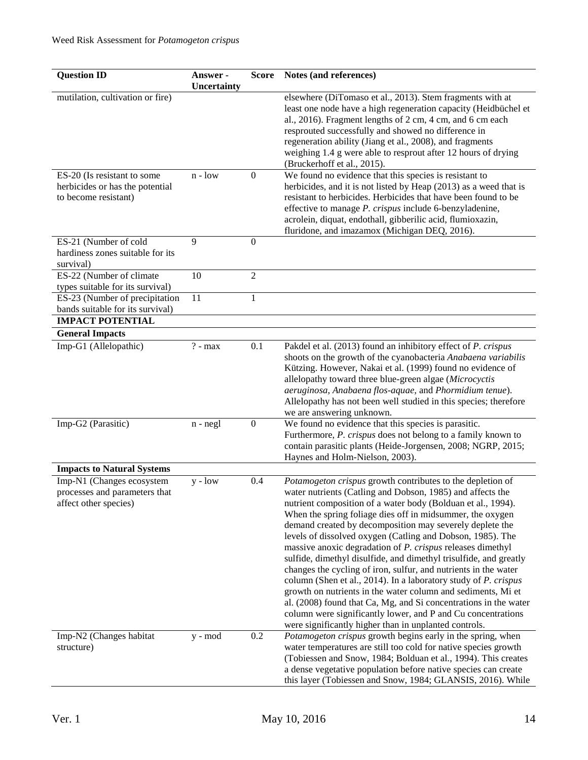| Question ID | Answer - Uncertainty | Score | Notes (and references) |
|---|---|---|---|
| mutilation, cultivation or fire) | | | elsewhere (DiTomaso et al., 2013). Stem fragments with at least one node have a high regeneration capacity (Heidbüchel et al., 2016). Fragment lengths of 2 cm, 4 cm, and 6 cm each resprouted successfully and showed no difference in regeneration ability (Jiang et al., 2008), and fragments weighing 1.4 g were able to resprout after 12 hours of drying (Bruckerhoff et al., 2015). |
| ES-20 (Is resistant to some herbicides or has the potential to become resistant) | n - low | 0 | We found no evidence that this species is resistant to herbicides, and it is not listed by Heap (2013) as a weed that is resistant to herbicides. Herbicides that have been found to be effective to manage *P. crispus* include 6-benzyladenine, acrolein, diquat, endothall, gibberilic acid, flumioxazin, fluridone, and imazamox (Michigan DEQ, 2016). |
| ES-21 (Number of cold hardiness zones suitable for its survival) | 9 | 0 | |
| ES-22 (Number of climate types suitable for its survival) | 10 | 2 | |
| ES-23 (Number of precipitation bands suitable for its survival) | 11 | 1 | |
| **IMPACT POTENTIAL** | | | |
| **General Impacts** | | | |
| Imp-G1 (Allelopathic) | ? - max | 0.1 | Pakdel et al. (2013) found an inhibitory effect of *P. crispus* shoots on the growth of the cyanobacteria *Anabaena variabilis* Kützing. However, Nakai et al. (1999) found no evidence of allelopathy toward three blue-green algae (*Microcyctis aeruginosa*, *Anabaena flos-aquae*, and *Phormidium tenue*). Allelopathy has not been well studied in this species; therefore we are answering unknown. |
| Imp-G2 (Parasitic) | n - negl | 0 | We found no evidence that this species is parasitic. Furthermore, *P. crispus* does not belong to a family known to contain parasitic plants (Heide-Jorgensen, 2008; NGRP, 2015; Haynes and Holm-Nielson, 2003). |
| **Impacts to Natural Systems** | | | |
| Imp-N1 (Changes ecosystem processes and parameters that affect other species) | y - low | 0.4 | *Potamogeton crispus* growth contributes to the depletion of water nutrients (Catling and Dobson, 1985) and affects the nutrient composition of a water body (Bolduan et al., 1994). When the spring foliage dies off in midsummer, the oxygen demand created by decomposition may severely deplete the levels of dissolved oxygen (Catling and Dobson, 1985). The massive anoxic degradation of *P. crispus* releases dimethyl sulfide, dimethyl disulfide, and dimethyl trisulfide, and greatly changes the cycling of iron, sulfur, and nutrients in the water column (Shen et al., 2014). In a laboratory study of *P. crispus* growth on nutrients in the water column and sediments, Mi et al. (2008) found that Ca, Mg, and Si concentrations in the water column were significantly lower, and P and Cu concentrations were significantly higher than in unplanted controls. |
| Imp-N2 (Changes habitat structure) | y - mod | 0.2 | *Potamogeton crispus* growth begins early in the spring, when water temperatures are still too cold for native species growth (Tobiessen and Snow, 1984; Bolduan et al., 1994). This creates a dense vegetative population before native species can create this layer (Tobiessen and Snow, 1984; GLANSIS, 2016). While |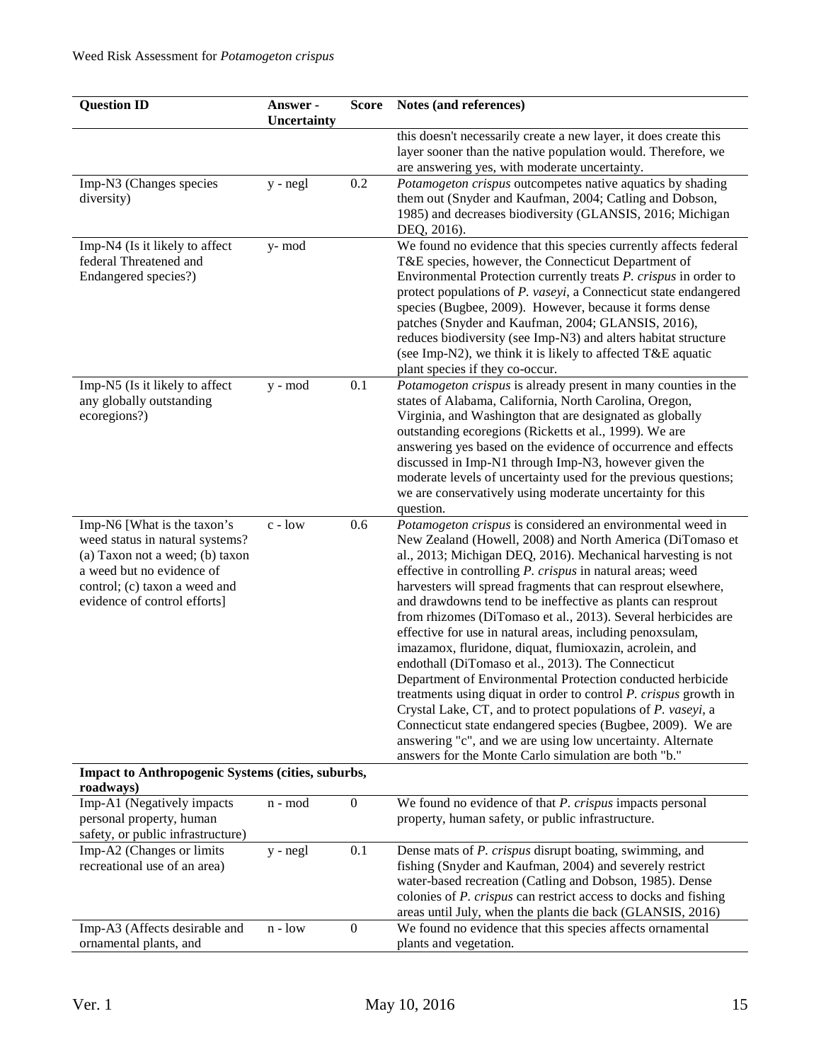| Question ID | Answer - Uncertainty | Score | Notes (and references) |
|---|---|---|---|
| | | | this doesn't necessarily create a new layer, it does create this layer sooner than the native population would. Therefore, we are answering yes, with moderate uncertainty. |
| Imp-N3 (Changes species diversity) | y - negl | 0.2 | *Potamogeton crispus* outcompetes native aquatics by shading them out (Snyder and Kaufman, 2004; Catling and Dobson, 1985) and decreases biodiversity (GLANSIS, 2016; Michigan DEQ, 2016). |
| Imp-N4 (Is it likely to affect federal Threatened and Endangered species?) | y- mod | | We found no evidence that this species currently affects federal T&E species, however, the Connecticut Department of Environmental Protection currently treats *P. crispus* in order to protect populations of *P. vaseyi*, a Connecticut state endangered species (Bugbee, 2009). However, because it forms dense patches (Snyder and Kaufman, 2004; GLANSIS, 2016), reduces biodiversity (see Imp-N3) and alters habitat structure (see Imp-N2), we think it is likely to affected T&E aquatic plant species if they co-occur. |
| Imp-N5 (Is it likely to affect any globally outstanding ecoregions?) | y - mod | 0.1 | *Potamogeton crispus* is already present in many counties in the states of Alabama, California, North Carolina, Oregon, Virginia, and Washington that are designated as globally outstanding ecoregions (Ricketts et al., 1999). We are answering yes based on the evidence of occurrence and effects discussed in Imp-N1 through Imp-N3, however given the moderate levels of uncertainty used for the previous questions; we are conservatively using moderate uncertainty for this question. |
| Imp-N6 [What is the taxon's weed status in natural systems? (a) Taxon not a weed; (b) taxon a weed but no evidence of control; (c) taxon a weed and evidence of control efforts] | c - low | 0.6 | *Potamogeton crispus* is considered an environmental weed in New Zealand (Howell, 2008) and North America (DiTomaso et al., 2013; Michigan DEQ, 2016). Mechanical harvesting is not effective in controlling *P. crispus* in natural areas; weed harvesters will spread fragments that can resprout elsewhere, and drawdowns tend to be ineffective as plants can resprout from rhizomes (DiTomaso et al., 2013). Several herbicides are effective for use in natural areas, including penoxsulam, imazamox, fluridone, diquat, flumioxazin, acrolein, and endothall (DiTomaso et al., 2013). The Connecticut Department of Environmental Protection conducted herbicide treatments using diquat in order to control *P. crispus* growth in Crystal Lake, CT, and to protect populations of *P. vaseyi*, a Connecticut state endangered species (Bugbee, 2009). We are answering "c", and we are using low uncertainty. Alternate answers for the Monte Carlo simulation are both "b." |
| **Impact to Anthropogenic Systems (cities, suburbs, roadways)** | | | |
| Imp-A1 (Negatively impacts personal property, human safety, or public infrastructure) | n - mod | 0 | We found no evidence of that *P. crispus* impacts personal property, human safety, or public infrastructure. |
| Imp-A2 (Changes or limits recreational use of an area) | y - negl | 0.1 | Dense mats of *P. crispus* disrupt boating, swimming, and fishing (Snyder and Kaufman, 2004) and severely restrict water-based recreation (Catling and Dobson, 1985). Dense colonies of *P. crispus* can restrict access to docks and fishing areas until July, when the plants die back (GLANSIS, 2016) |
| Imp-A3 (Affects desirable and ornamental plants, and | n - low | 0 | We found no evidence that this species affects ornamental plants and vegetation. |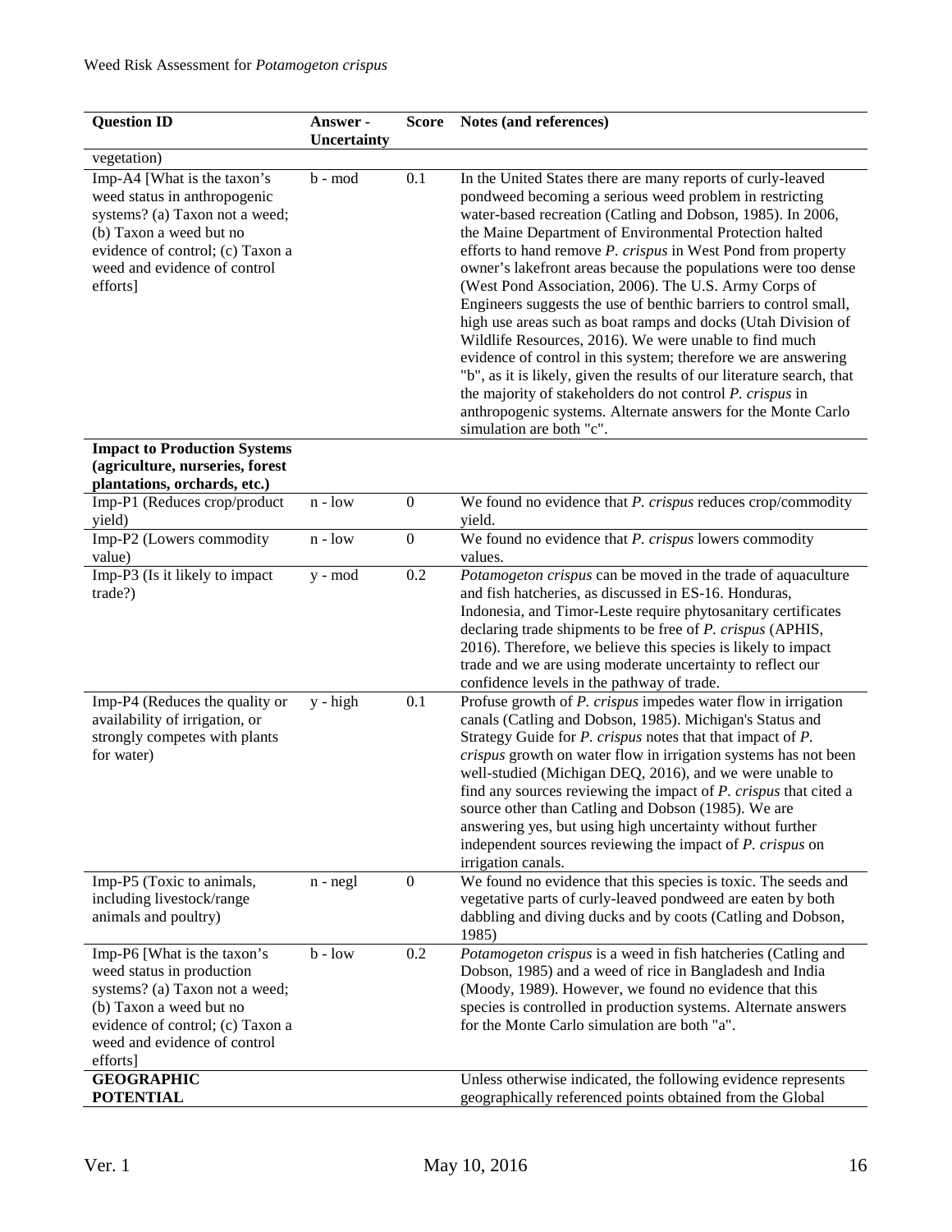| Question ID | Answer - Uncertainty | Score | Notes (and references) |
|---|---|---|---|
| vegetation) | | | |
| Imp-A4 [What is the taxon's weed status in anthropogenic systems? (a) Taxon not a weed; (b) Taxon a weed but no evidence of control; (c) Taxon a weed and evidence of control efforts] | b - mod | 0.1 | In the United States there are many reports of curly-leaved pondweed becoming a serious weed problem in restricting water-based recreation (Catling and Dobson, 1985). In 2006, the Maine Department of Environmental Protection halted efforts to hand remove *P. crispus* in West Pond from property owner's lakefront areas because the populations were too dense (West Pond Association, 2006). The U.S. Army Corps of Engineers suggests the use of benthic barriers to control small, high use areas such as boat ramps and docks (Utah Division of Wildlife Resources, 2016). We were unable to find much evidence of control in this system; therefore we are answering "b", as it is likely, given the results of our literature search, that the majority of stakeholders do not control *P. crispus* in anthropogenic systems. Alternate answers for the Monte Carlo simulation are both "c". |
| **Impact to Production Systems (agriculture, nurseries, forest plantations, orchards, etc.)** | | | |
| Imp-P1 (Reduces crop/product yield) | n - low | 0 | We found no evidence that *P. crispus* reduces crop/commodity yield. |
| Imp-P2 (Lowers commodity value) | n - low | 0 | We found no evidence that *P. crispus* lowers commodity values. |
| Imp-P3 (Is it likely to impact trade?) | y - mod | 0.2 | *Potamogeton crispus* can be moved in the trade of aquaculture and fish hatcheries, as discussed in ES-16. Honduras, Indonesia, and Timor-Leste require phytosanitary certificates declaring trade shipments to be free of *P. crispus* (APHIS, 2016). Therefore, we believe this species is likely to impact trade and we are using moderate uncertainty to reflect our confidence levels in the pathway of trade. |
| Imp-P4 (Reduces the quality or availability of irrigation, or strongly competes with plants for water) | y - high | 0.1 | Profuse growth of *P. crispus* impedes water flow in irrigation canals (Catling and Dobson, 1985). Michigan's Status and Strategy Guide for *P. crispus* notes that that impact of *P. crispus* growth on water flow in irrigation systems has not been well-studied (Michigan DEQ, 2016), and we were unable to find any sources reviewing the impact of *P. crispus* that cited a source other than Catling and Dobson (1985). We are answering yes, but using high uncertainty without further independent sources reviewing the impact of *P. crispus* on irrigation canals. |
| Imp-P5 (Toxic to animals, including livestock/range animals and poultry) | n - negl | 0 | We found no evidence that this species is toxic. The seeds and vegetative parts of curly-leaved pondweed are eaten by both dabbling and diving ducks and by coots (Catling and Dobson, 1985) |
| Imp-P6 [What is the taxon's weed status in production systems? (a) Taxon not a weed; (b) Taxon a weed but no evidence of control; (c) Taxon a weed and evidence of control efforts] | b - low | 0.2 | *Potamogeton crispus* is a weed in fish hatcheries (Catling and Dobson, 1985) and a weed of rice in Bangladesh and India (Moody, 1989). However, we found no evidence that this species is controlled in production systems. Alternate answers for the Monte Carlo simulation are both "a". |
| **GEOGRAPHIC POTENTIAL** | | | Unless otherwise indicated, the following evidence represents geographically referenced points obtained from the Global |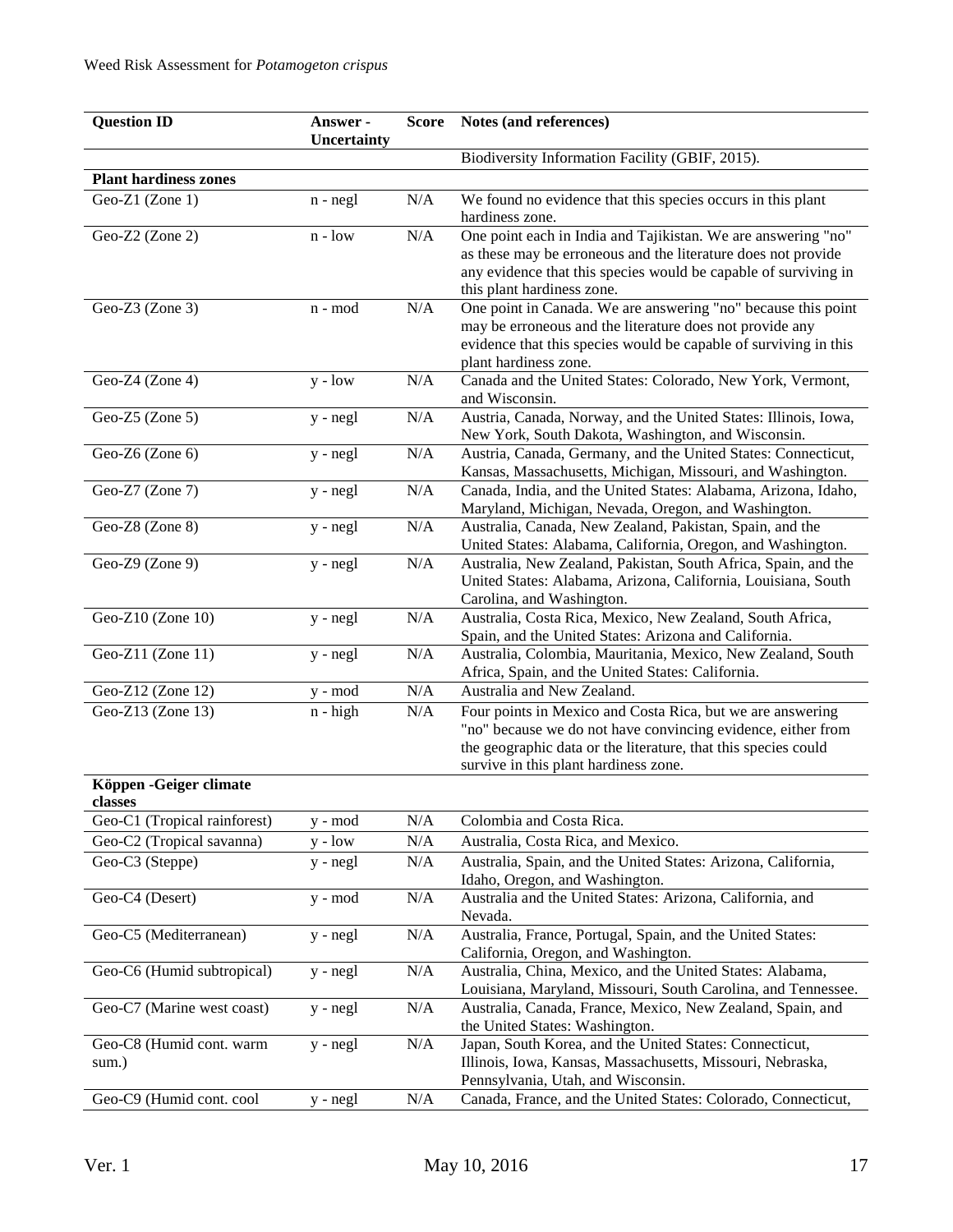| Question ID | Answer - Uncertainty | Score | Notes (and references) |
|---|---|---|---|
| | | | Biodiversity Information Facility (GBIF, 2015). |
| **Plant hardiness zones** | | | |
| Geo-Z1 (Zone 1) | n - negl | N/A | We found no evidence that this species occurs in this plant hardiness zone. |
| Geo-Z2 (Zone 2) | n - low | N/A | One point each in India and Tajikistan. We are answering "no" as these may be erroneous and the literature does not provide any evidence that this species would be capable of surviving in this plant hardiness zone. |
| Geo-Z3 (Zone 3) | n - mod | N/A | One point in Canada. We are answering "no" because this point may be erroneous and the literature does not provide any evidence that this species would be capable of surviving in this plant hardiness zone. |
| Geo-Z4 (Zone 4) | y - low | N/A | Canada and the United States: Colorado, New York, Vermont, and Wisconsin. |
| Geo-Z5 (Zone 5) | y - negl | N/A | Austria, Canada, Norway, and the United States: Illinois, Iowa, New York, South Dakota, Washington, and Wisconsin. |
| Geo-Z6 (Zone 6) | y - negl | N/A | Austria, Canada, Germany, and the United States: Connecticut, Kansas, Massachusetts, Michigan, Missouri, and Washington. |
| Geo-Z7 (Zone 7) | y - negl | N/A | Canada, India, and the United States: Alabama, Arizona, Idaho, Maryland, Michigan, Nevada, Oregon, and Washington. |
| Geo-Z8 (Zone 8) | y - negl | N/A | Australia, Canada, New Zealand, Pakistan, Spain, and the United States: Alabama, California, Oregon, and Washington. |
| Geo-Z9 (Zone 9) | y - negl | N/A | Australia, New Zealand, Pakistan, South Africa, Spain, and the United States: Alabama, Arizona, California, Louisiana, South Carolina, and Washington. |
| Geo-Z10 (Zone 10) | y - negl | N/A | Australia, Costa Rica, Mexico, New Zealand, South Africa, Spain, and the United States: Arizona and California. |
| Geo-Z11 (Zone 11) | y - negl | N/A | Australia, Colombia, Mauritania, Mexico, New Zealand, South Africa, Spain, and the United States: California. |
| Geo-Z12 (Zone 12) | y - mod | N/A | Australia and New Zealand. |
| Geo-Z13 (Zone 13) | n - high | N/A | Four points in Mexico and Costa Rica, but we are answering "no" because we do not have convincing evidence, either from the geographic data or the literature, that this species could survive in this plant hardiness zone. |
| **Köppen -Geiger climate classes** | | | |
| Geo-C1 (Tropical rainforest) | y - mod | N/A | Colombia and Costa Rica. |
| Geo-C2 (Tropical savanna) | y - low | N/A | Australia, Costa Rica, and Mexico. |
| Geo-C3 (Steppe) | y - negl | N/A | Australia, Spain, and the United States: Arizona, California, Idaho, Oregon, and Washington. |
| Geo-C4 (Desert) | y - mod | N/A | Australia and the United States: Arizona, California, and Nevada. |
| Geo-C5 (Mediterranean) | y - negl | N/A | Australia, France, Portugal, Spain, and the United States: California, Oregon, and Washington. |
| Geo-C6 (Humid subtropical) | y - negl | N/A | Australia, China, Mexico, and the United States: Alabama, Louisiana, Maryland, Missouri, South Carolina, and Tennessee. |
| Geo-C7 (Marine west coast) | y - negl | N/A | Australia, Canada, France, Mexico, New Zealand, Spain, and the United States: Washington. |
| Geo-C8 (Humid cont. warm sum.) | y - negl | N/A | Japan, South Korea, and the United States: Connecticut, Illinois, Iowa, Kansas, Massachusetts, Missouri, Nebraska, Pennsylvania, Utah, and Wisconsin. |
| Geo-C9 (Humid cont. cool | y - negl | N/A | Canada, France, and the United States: Colorado, Connecticut, |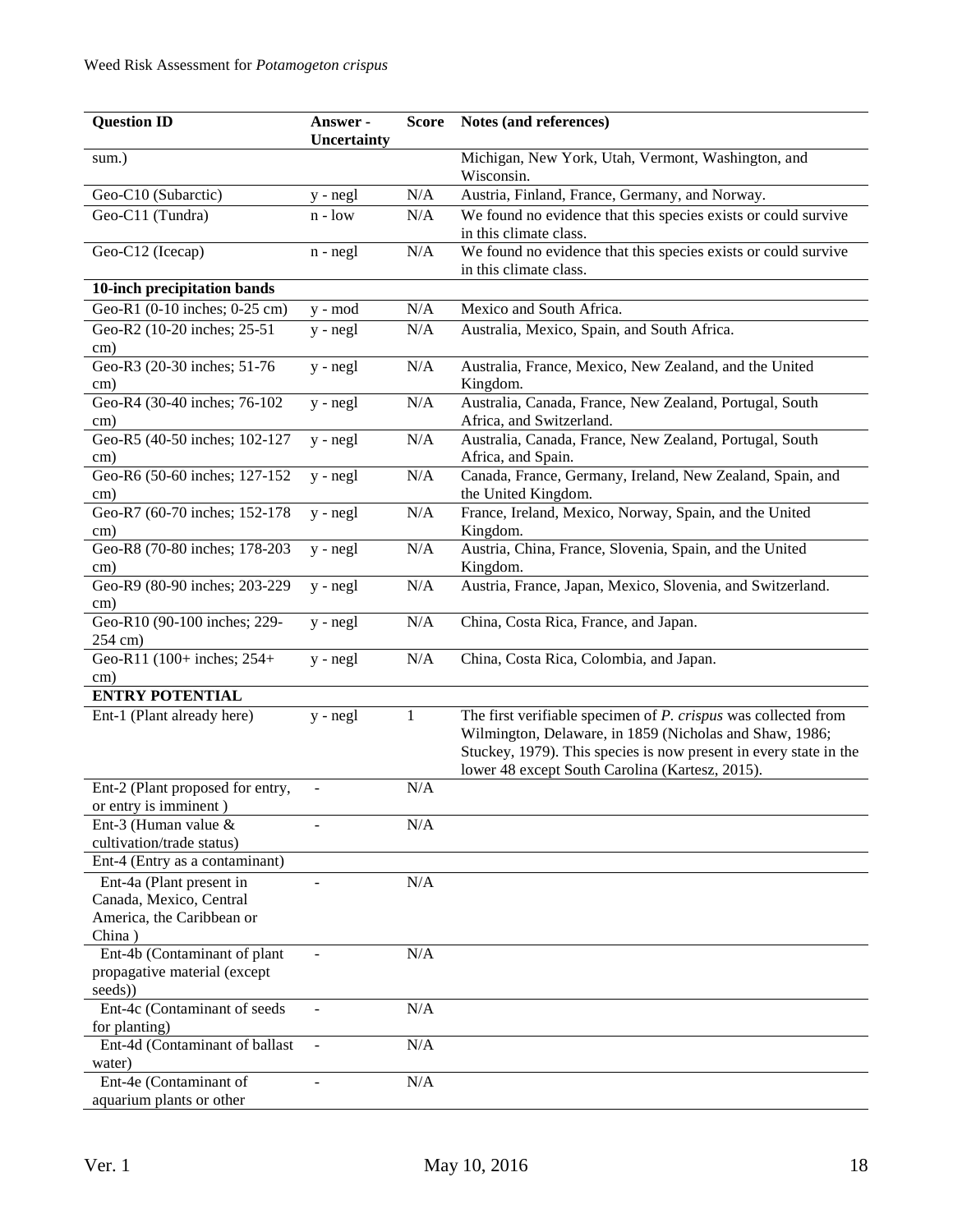| Question ID | Answer - Uncertainty | Score | Notes (and references) |
|---|---|---|---|
| sum.) | | | Michigan, New York, Utah, Vermont, Washington, and Wisconsin. |
| Geo-C10 (Subarctic) | y - negl | N/A | Austria, Finland, France, Germany, and Norway. |
| Geo-C11 (Tundra) | n - low | N/A | We found no evidence that this species exists or could survive in this climate class. |
| Geo-C12 (Icecap) | n - negl | N/A | We found no evidence that this species exists or could survive in this climate class. |
| **10-inch precipitation bands** | | | |
| Geo-R1 (0-10 inches; 0-25 cm) | y - mod | N/A | Mexico and South Africa. |
| Geo-R2 (10-20 inches; 25-51 cm) | y - negl | N/A | Australia, Mexico, Spain, and South Africa. |
| Geo-R3 (20-30 inches; 51-76 cm) | y - negl | N/A | Australia, France, Mexico, New Zealand, and the United Kingdom. |
| Geo-R4 (30-40 inches; 76-102 cm) | y - negl | N/A | Australia, Canada, France, New Zealand, Portugal, South Africa, and Switzerland. |
| Geo-R5 (40-50 inches; 102-127 cm) | y - negl | N/A | Australia, Canada, France, New Zealand, Portugal, South Africa, and Spain. |
| Geo-R6 (50-60 inches; 127-152 cm) | y - negl | N/A | Canada, France, Germany, Ireland, New Zealand, Spain, and the United Kingdom. |
| Geo-R7 (60-70 inches; 152-178 cm) | y - negl | N/A | France, Ireland, Mexico, Norway, Spain, and the United Kingdom. |
| Geo-R8 (70-80 inches; 178-203 cm) | y - negl | N/A | Austria, China, France, Slovenia, Spain, and the United Kingdom. |
| Geo-R9 (80-90 inches; 203-229 cm) | y - negl | N/A | Austria, France, Japan, Mexico, Slovenia, and Switzerland. |
| Geo-R10 (90-100 inches; 229-254 cm) | y - negl | N/A | China, Costa Rica, France, and Japan. |
| Geo-R11 (100+ inches; 254+ cm) | y - negl | N/A | China, Costa Rica, Colombia, and Japan. |
| **ENTRY POTENTIAL** | | | |
| Ent-1 (Plant already here) | y - negl | 1 | The first verifiable specimen of *P. crispus* was collected from Wilmington, Delaware, in 1859 (Nicholas and Shaw, 1986; Stuckey, 1979). This species is now present in every state in the lower 48 except South Carolina (Kartesz, 2015). |
| Ent-2 (Plant proposed for entry, or entry is imminent ) | - | N/A | |
| Ent-3 (Human value & cultivation/trade status) | - | N/A | |
| Ent-4 (Entry as a contaminant) | | | |
| Ent-4a (Plant present in Canada, Mexico, Central America, the Caribbean or China ) | - | N/A | |
| Ent-4b (Contaminant of plant propagative material (except seeds)) | - | N/A | |
| Ent-4c (Contaminant of seeds for planting) | - | N/A | |
| Ent-4d (Contaminant of ballast water) | - | N/A | |
| Ent-4e (Contaminant of aquarium plants or other | - | N/A | |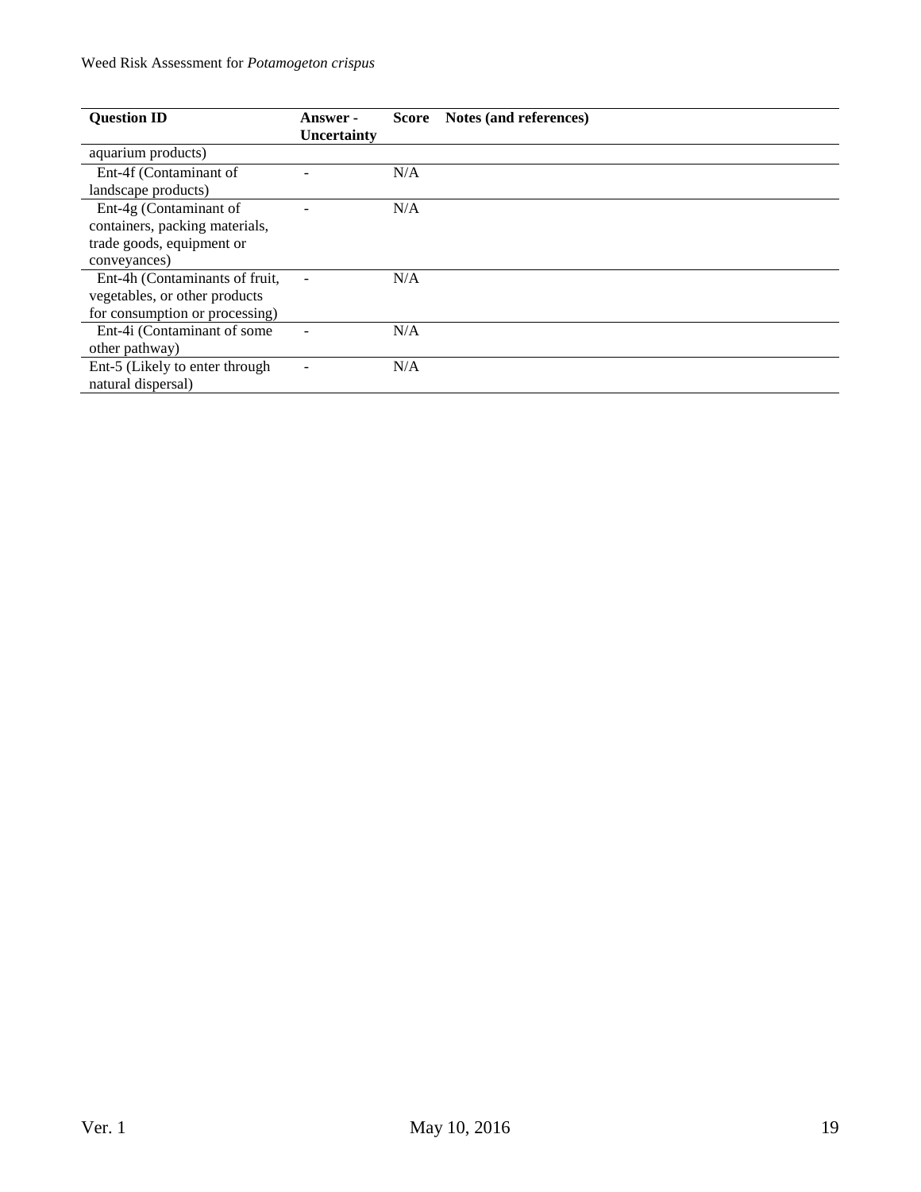| Question ID | Answer - Uncertainty | Score | Notes (and references) |
|---|---|---|---|
| aquarium products) | | | |
| Ent-4f (Contaminant of landscape products) | - | N/A | |
| Ent-4g (Contaminant of containers, packing materials, trade goods, equipment or conveyances) | - | N/A | |
| Ent-4h (Contaminants of fruit, vegetables, or other products for consumption or processing) | - | N/A | |
| Ent-4i (Contaminant of some other pathway) | - | N/A | |
| Ent-5 (Likely to enter through natural dispersal) | - | N/A | |